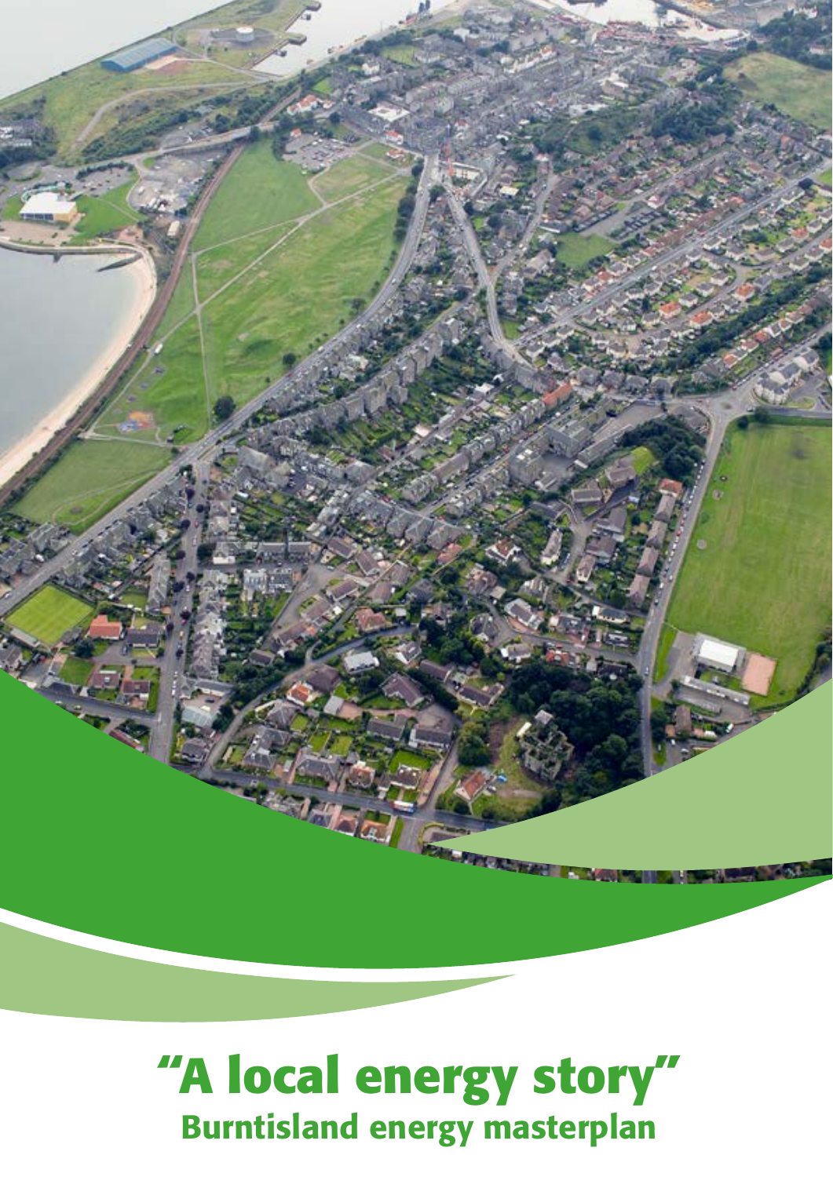# "A local energy story"

## Burntisland energy masterplan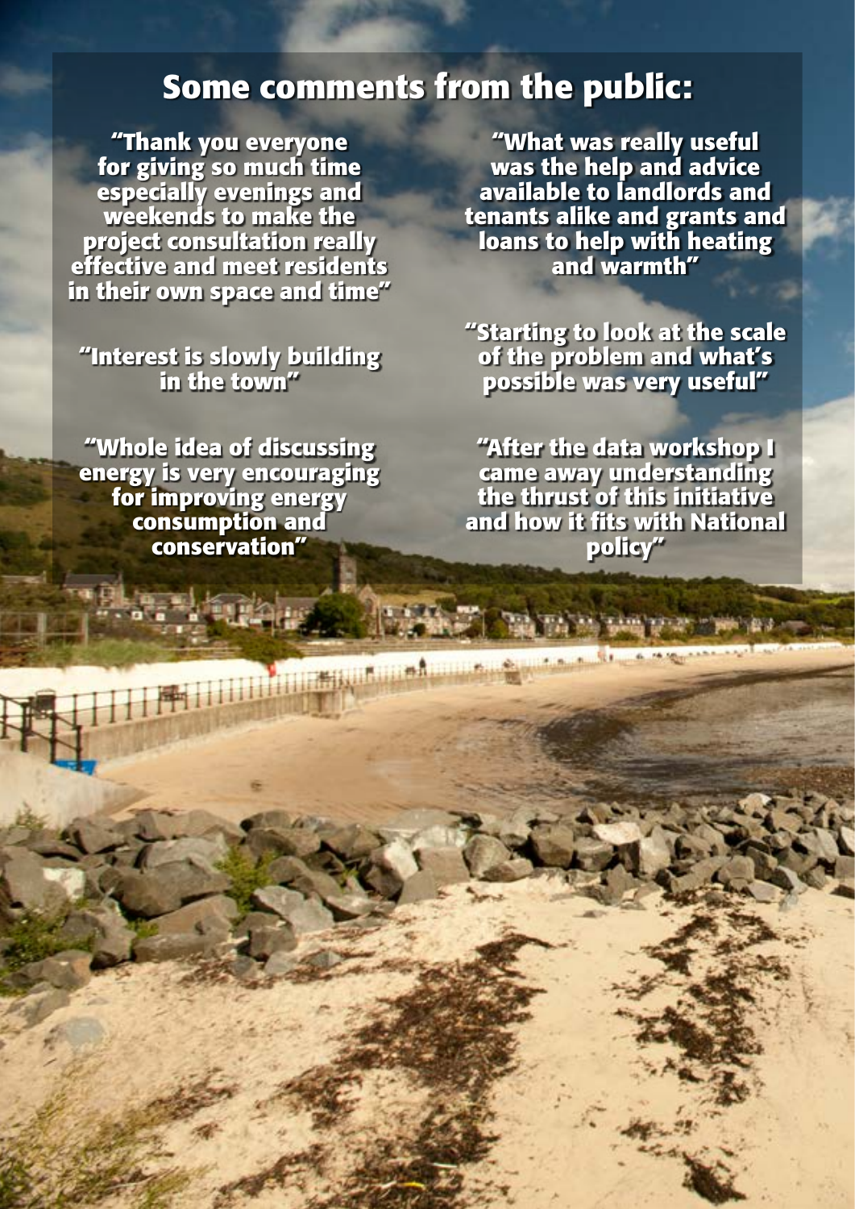# Some comments from the public:

"Thank you everyone for giving so much time especially evenings and weekends to make the project consultation really effective and meet residents in their own space and time"

"Interest is slowly building in the town"

"Whole idea of discussing energy is very encouraging for improving energy consumption and conservation"

"What was really useful was the help and advice available to landlords and tenants alike and grants and loans to help with heating and warmth"

"Starting to look at the scale of the problem and what's possible was very useful"

"After the data workshop I came away understanding the thrust of this initiative and how it fits with National policy"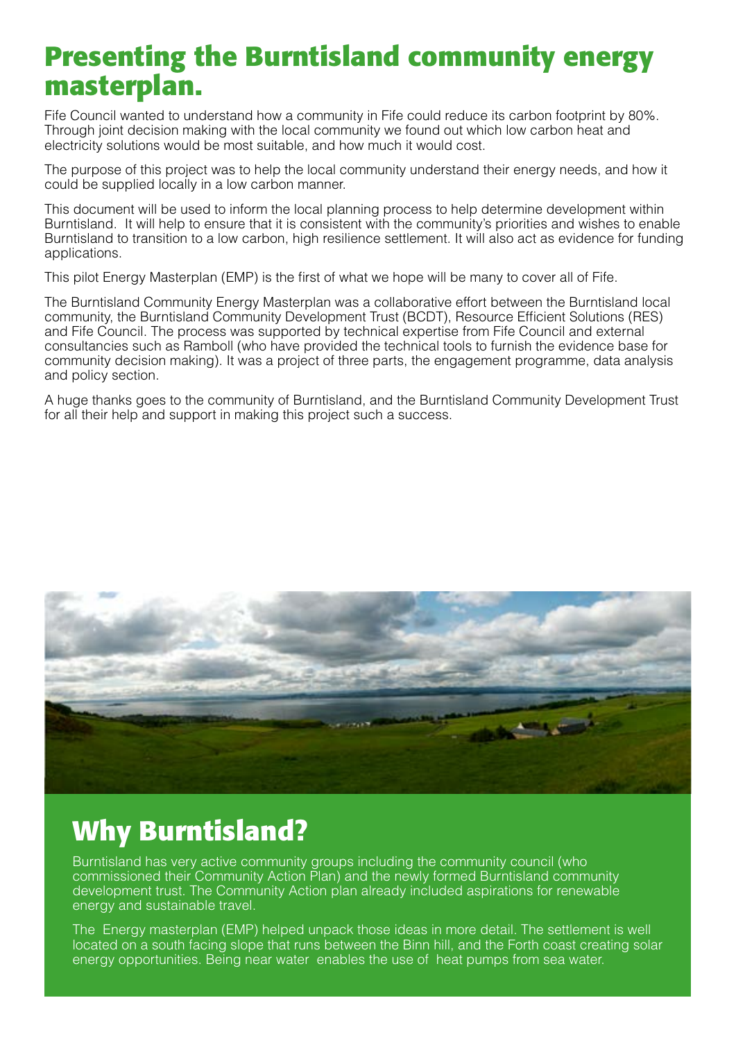# Presenting the Burntisland community energy masterplan.

Fife Council wanted to understand how a community in Fife could reduce its carbon footprint by 80%. Through joint decision making with the local community we found out which low carbon heat and electricity solutions would be most suitable, and how much it would cost.

The purpose of this project was to help the local community understand their energy needs, and how it could be supplied locally in a low carbon manner.

This document will be used to inform the local planning process to help determine development within Burntisland. It will help to ensure that it is consistent with the community's priorities and wishes to enable Burntisland to transition to a low carbon, high resilience settlement. It will also act as evidence for funding applications.

This pilot Energy Masterplan (EMP) is the first of what we hope will be many to cover all of Fife.

The Burntisland Community Energy Masterplan was a collaborative effort between the Burntisland local community, the Burntisland Community Development Trust (BCDT), Resource Efficient Solutions (RES) and Fife Council. The process was supported by technical expertise from Fife Council and external consultancies such as Ramboll (who have provided the technical tools to furnish the evidence base for community decision making). It was a project of three parts, the engagement programme, data analysis and policy section.

A huge thanks goes to the community of Burntisland, and the Burntisland Community Development Trust for all their help and support in making this project such a success.

## Why Burntisland?

Burntisland has very active community groups including the community council (who commissioned their Community Action Plan) and the newly formed Burntisland community development trust. The Community Action plan already included aspirations for renewable energy and sustainable travel.

The Energy masterplan (EMP) helped unpack those ideas in more detail. The settlement is well located on a south facing slope that runs between the Binn hill, and the Forth coast creating solar energy opportunities. Being near water enables the use of heat pumps from sea water.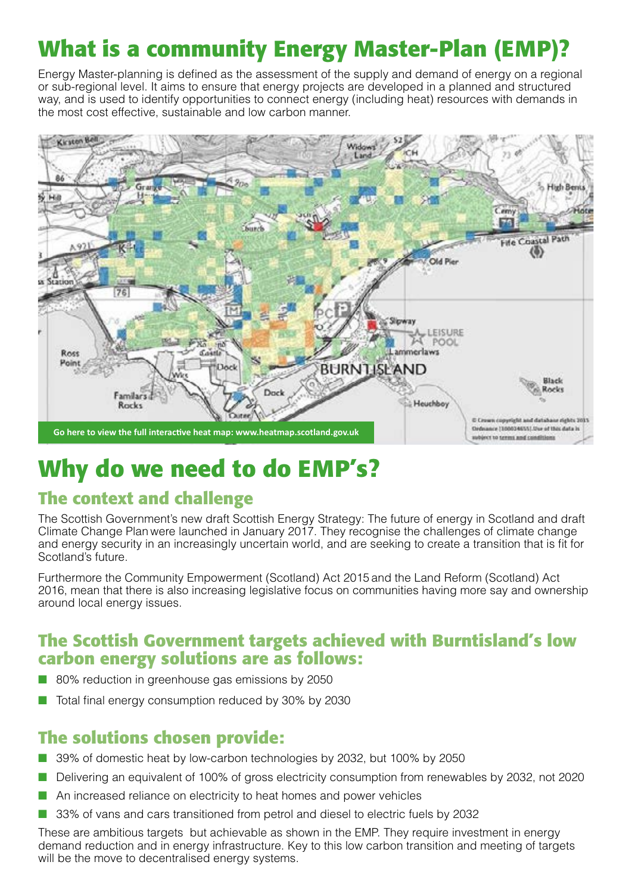# What is a community Energy Master-Plan (EMP)?

Energy Master-planning is defined as the assessment of the supply and demand of energy on a regional or sub-regional level. It aims to ensure that energy projects are developed in a planned and structured way, and is used to identify opportunities to connect energy (including heat) resources with demands in the most cost effective, sustainable and low carbon manner.

Go here to view the full interactive heat map: www.heatmap.scotland.gov.uk

# Why do we need to do EMP's?

## The context and challenge

The Scottish Government's new draft Scottish Energy Strategy: The future of energy in Scotland and draft Climate Change Plan were launched in January 2017. They recognise the challenges of climate change and energy security in an increasingly uncertain world, and are seeking to create a transition that is fit for Scotland's future.

Furthermore the Community Empowerment (Scotland) Act 2015 and the Land Reform (Scotland) Act 2016, mean that there is also increasing legislative focus on communities having more say and ownership around local energy issues.

## The Scottish Government targets achieved with Burntisland's low carbon energy solutions are as follows:

- 80% reduction in greenhouse gas emissions by 2050
- Total final energy consumption reduced by 30% by 2030

## The solutions chosen provide:

- 39% of domestic heat by low-carbon technologies by 2032, but 100% by 2050
- Delivering an equivalent of 100% of gross electricity consumption from renewables by 2032, not 2020
- An increased reliance on electricity to heat homes and power vehicles
- 33% of vans and cars transitioned from petrol and diesel to electric fuels by 2032

These are ambitious targets but achievable as shown in the EMP. They require investment in energy demand reduction and in energy infrastructure. Key to this low carbon transition and meeting of targets will be the move to decentralised energy systems.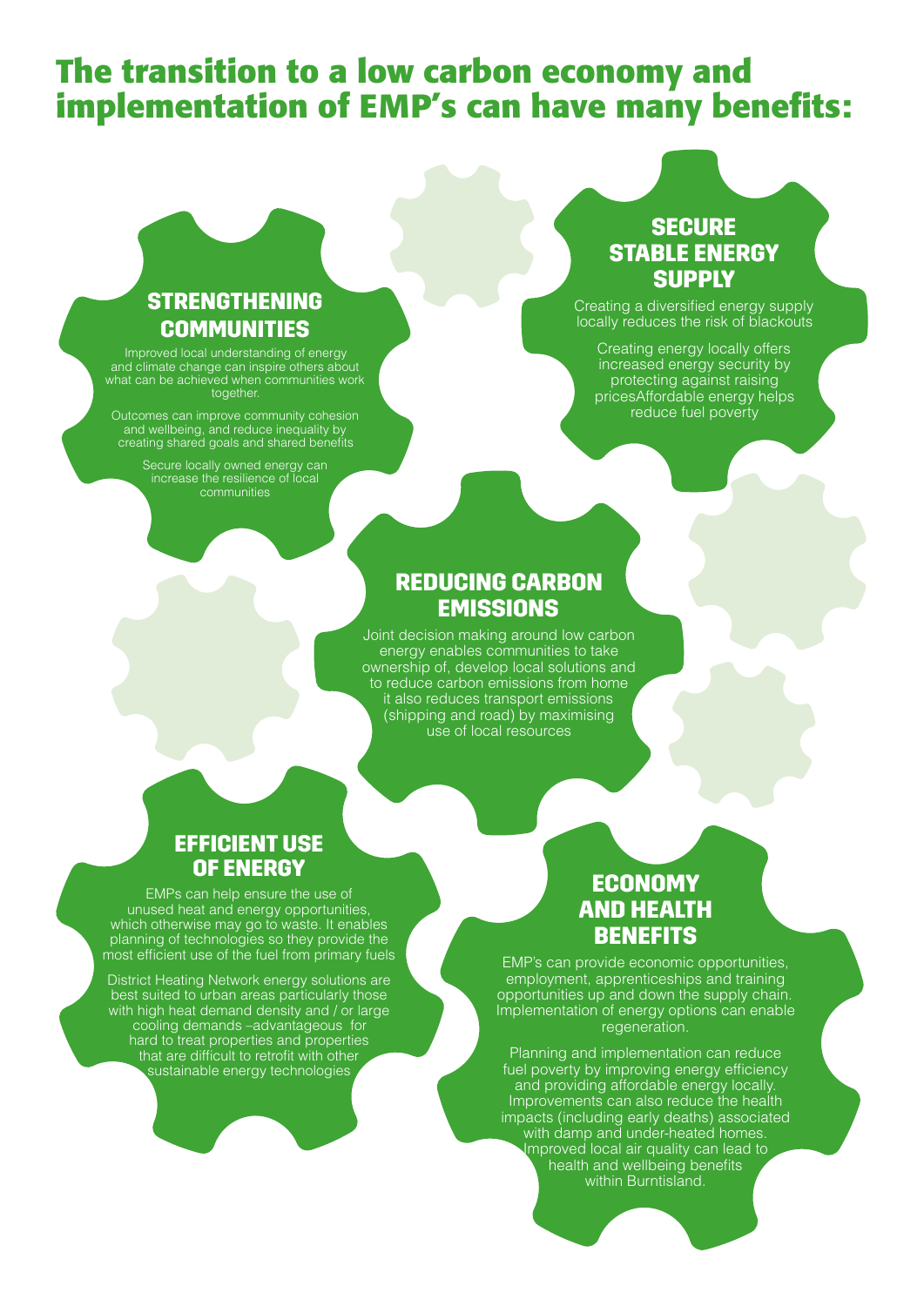# The transition to a low carbon economy and implementation of EMP's can have many benefits:

## STRENGTHENING COMMUNITIES

Improved local understanding of energy and climate change can inspire others about what can be achieved when communities work together.

Outcomes can improve community cohesion and wellbeing, and reduce inequality by creating shared goals and shared benefits

Secure locally owned energy can increase the resilience of local communities

## SECURE STABLE ENERGY SUPPLY

Creating a diversified energy supply locally reduces the risk of blackouts

Creating energy locally offers increased energy security by protecting against raising pricesAffordable energy helps reduce fuel poverty

## REDUCING CARBON EMISSIONS

Joint decision making around low carbon energy enables communities to take ownership of, develop local solutions and to reduce carbon emissions from home it also reduces transport emissions (shipping and road) by maximising use of local resources

## EFFICIENT USE OF ENERGY

EMPs can help ensure the use of unused heat and energy opportunities, which otherwise may go to waste. It enables planning of technologies so they provide the most efficient use of the fuel from primary fuels

District Heating Network energy solutions are best suited to urban areas particularly those with high heat demand density and / or large cooling demands –advantageous for hard to treat properties and properties that are difficult to retrofit with other sustainable energy technologies

## ECONOMY AND HEALTH BENEFITS

EMP's can provide economic opportunities, employment, apprenticeships and training opportunities up and down the supply chain. Implementation of energy options can enable regeneration.

Planning and implementation can reduce fuel poverty by improving energy efficiency and providing affordable energy locally. Improvements can also reduce the health impacts (including early deaths) associated with damp and under-heated homes. Improved local air quality can lead to health and wellbeing benefits within Burntisland.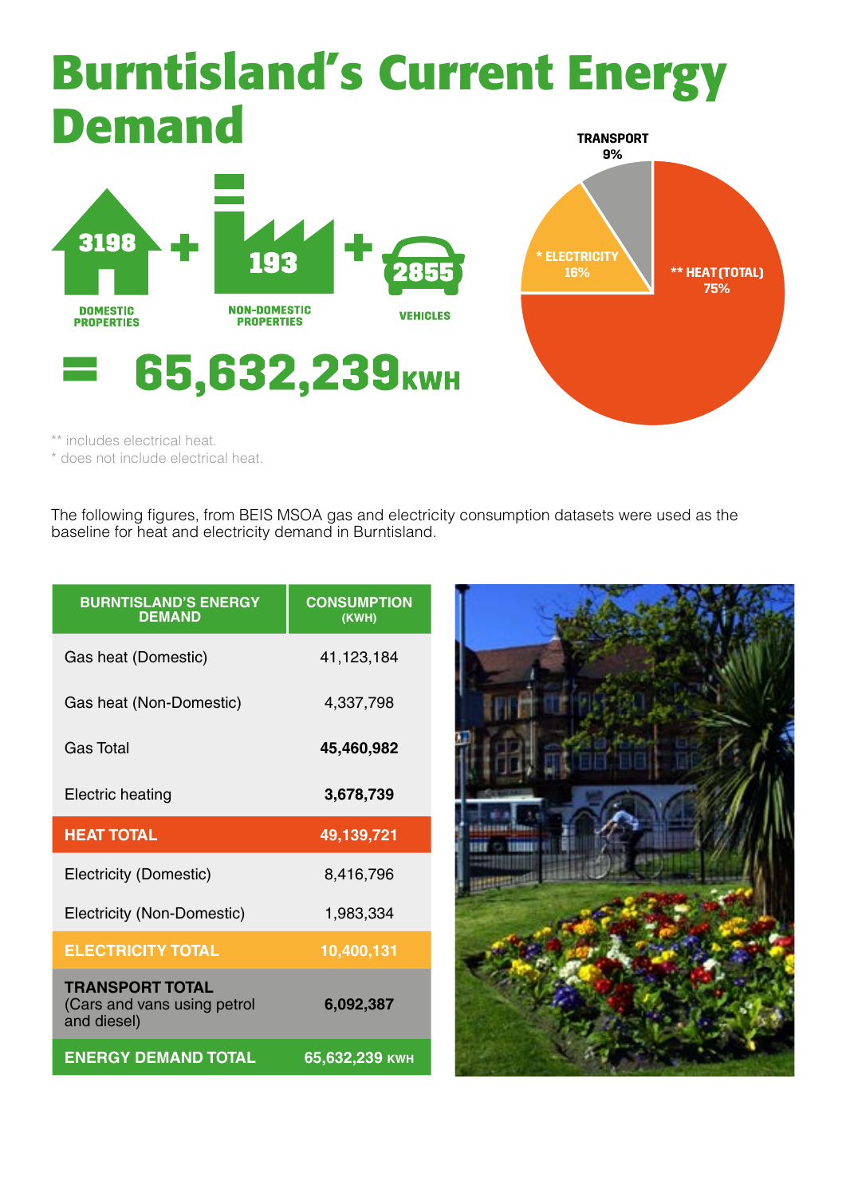# Burntisland's Current Energy Demand

3198 DOMESTIC PROPERTIES + 193 NON-DOMESTIC PROPERTIES + 2855 VEHICLES

= 65,632,239KWH

TRANSPORT 9%

* ELECTRICITY 16%

** HEAT (TOTAL) 75%

** includes electrical heat.
* does not include electrical heat.

The following figures, from BEIS MSOA gas and electricity consumption datasets were used as the baseline for heat and electricity demand in Burntisland.

| BURNTISLAND'S ENERGY DEMAND | CONSUMPTION (KWH) |
|---|---|
| Gas heat (Domestic) | 41,123,184 |
| Gas heat (Non-Domestic) | 4,337,798 |
| Gas Total | **45,460,982** |
| Electric heating | **3,678,739** |
| **HEAT TOTAL** | **49,139,721** |
| Electricity (Domestic) | 8,416,796 |
| Electricity (Non-Domestic) | 1,983,334 |
| **ELECTRICITY TOTAL** | **10,400,131** |
| **TRANSPORT TOTAL** (Cars and vans using petrol and diesel) | **6,092,387** |
| **ENERGY DEMAND TOTAL** | **65,632,239 KWH** |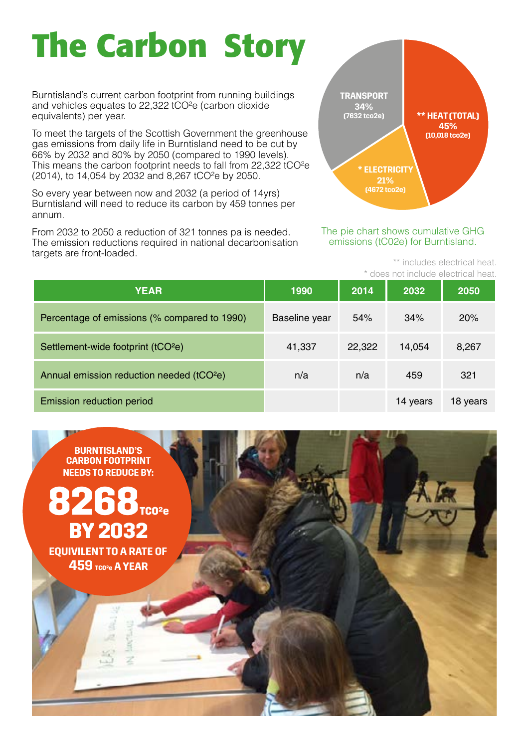# The Carbon Story

Burntisland's current carbon footprint from running buildings and vehicles equates to 22,322 $tCO^2e$ (carbon dioxide equivalents) per year.

To meet the targets of the Scottish Government the greenhouse gas emissions from daily life in Burntisland need to be cut by 66% by 2032 and 80% by 2050 (compared to 1990 levels). This means the carbon footprint needs to fall from 22,322 $tCO^2e$ (2014), to 14,054 by 2032 and 8,267 $tCO^2e$ by 2050.

So every year between now and 2032 (a period of 14yrs) Burntisland will need to reduce its carbon by 459 tonnes per annum.

From 2032 to 2050 a reduction of 321 tonnes pa is needed. The emission reductions required in national decarbonisation targets are front-loaded.

TRANSPORT 34% (7632 tco2e)

** HEAT (TOTAL) 45% (10,018 tco2e)

* ELECTRICITY 21% (4672 tco2e)

The pie chart shows cumulative GHG emissions (tC02e) for Burntisland.

** includes electrical heat.
* does not include electrical heat.

| YEAR | 1990 | 2014 | 2032 | 2050 |
|---|---|---|---|---|
| Percentage of emissions (% compared to 1990) | Baseline year | 54% | 34% | 20% |
| Settlement-wide footprint ($tCO^2e$) | 41,337 | 22,322 | 14,054 | 8,267 |
| Annual emission reduction needed ($tCO^2e$) | n/a | n/a | 459 | 321 |
| Emission reduction period | | | 14 years | 18 years |

**BURNTISLAND'S CARBON FOOTPRINT NEEDS TO REDUCE BY:**

**8268 $TCO^2e$**

**BY 2032**

**EQUIVILENT TO A RATE OF 459 $TCO^2e$ A YEAR**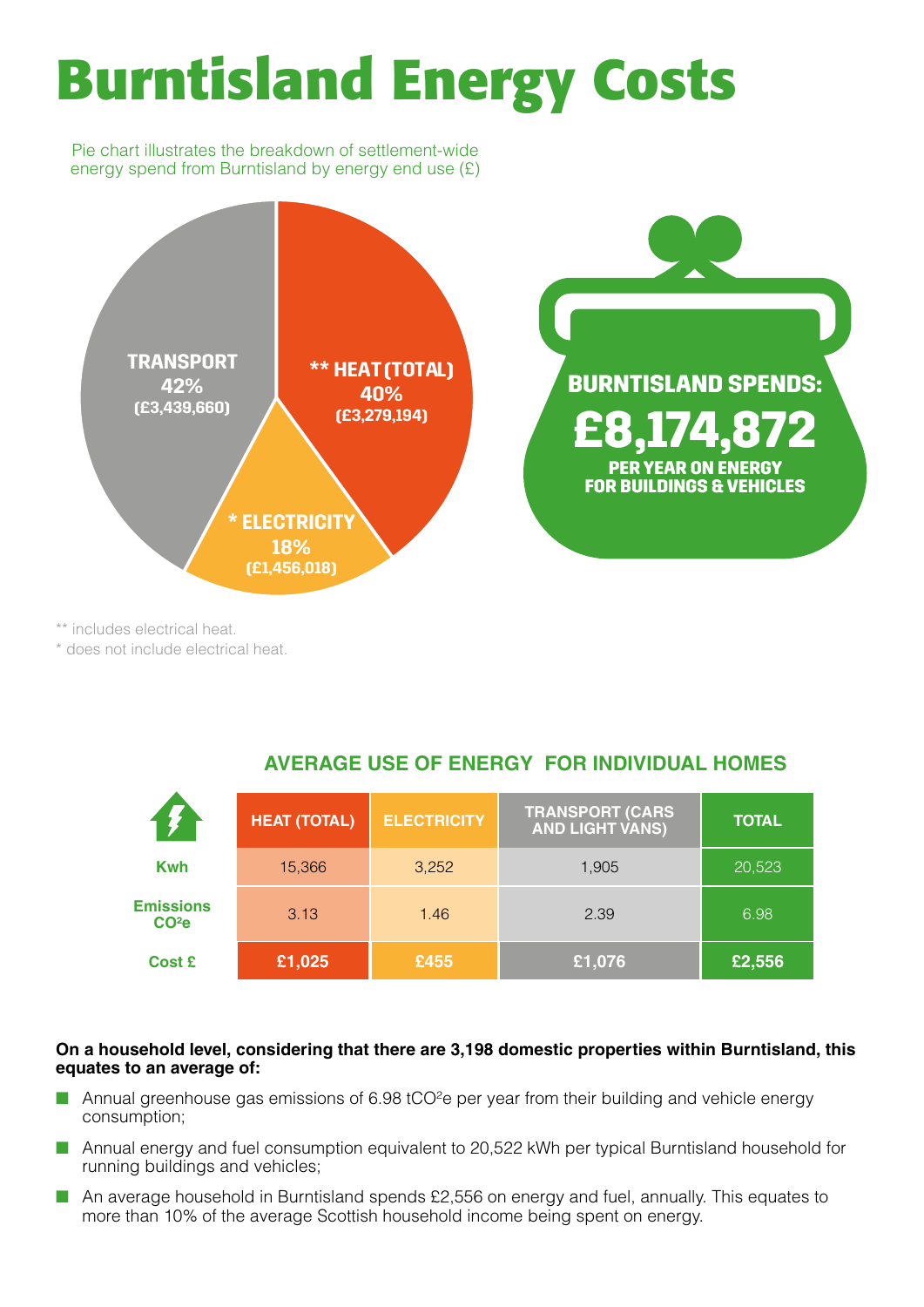# Burntisland Energy Costs

Pie chart illustrates the breakdown of settlement-wide energy spend from Burntisland by energy end use (£)

TRANSPORT 42% (£3,439,660)

** HEAT (TOTAL) 40% (£3,279,194)

* ELECTRICITY 18% (£1,456,018)

**BURNTISLAND SPENDS: £8,174,872 PER YEAR ON ENERGY FOR BUILDINGS & VEHICLES**

** includes electrical heat.
* does not include electrical heat.

## AVERAGE USE OF ENERGY FOR INDIVIDUAL HOMES

| | HEAT (TOTAL) | ELECTRICITY | TRANSPORT (CARS AND LIGHT VANS) | TOTAL |
|---|---|---|---|---|
| Kwh | 15,366 | 3,252 | 1,905 | 20,523 |
| Emissions $CO^2e$ | 3.13 | 1.46 | 2.39 | 6.98 |
| Cost £ | £1,025 | £455 | £1,076 | £2,556 |

**On a household level, considering that there are 3,198 domestic properties within Burntisland, this equates to an average of:**

- Annual greenhouse gas emissions of 6.98 $tCO^2e$ per year from their building and vehicle energy consumption;
- Annual energy and fuel consumption equivalent to 20,522 kWh per typical Burntisland household for running buildings and vehicles;
- An average household in Burntisland spends £2,556 on energy and fuel, annually. This equates to more than 10% of the average Scottish household income being spent on energy.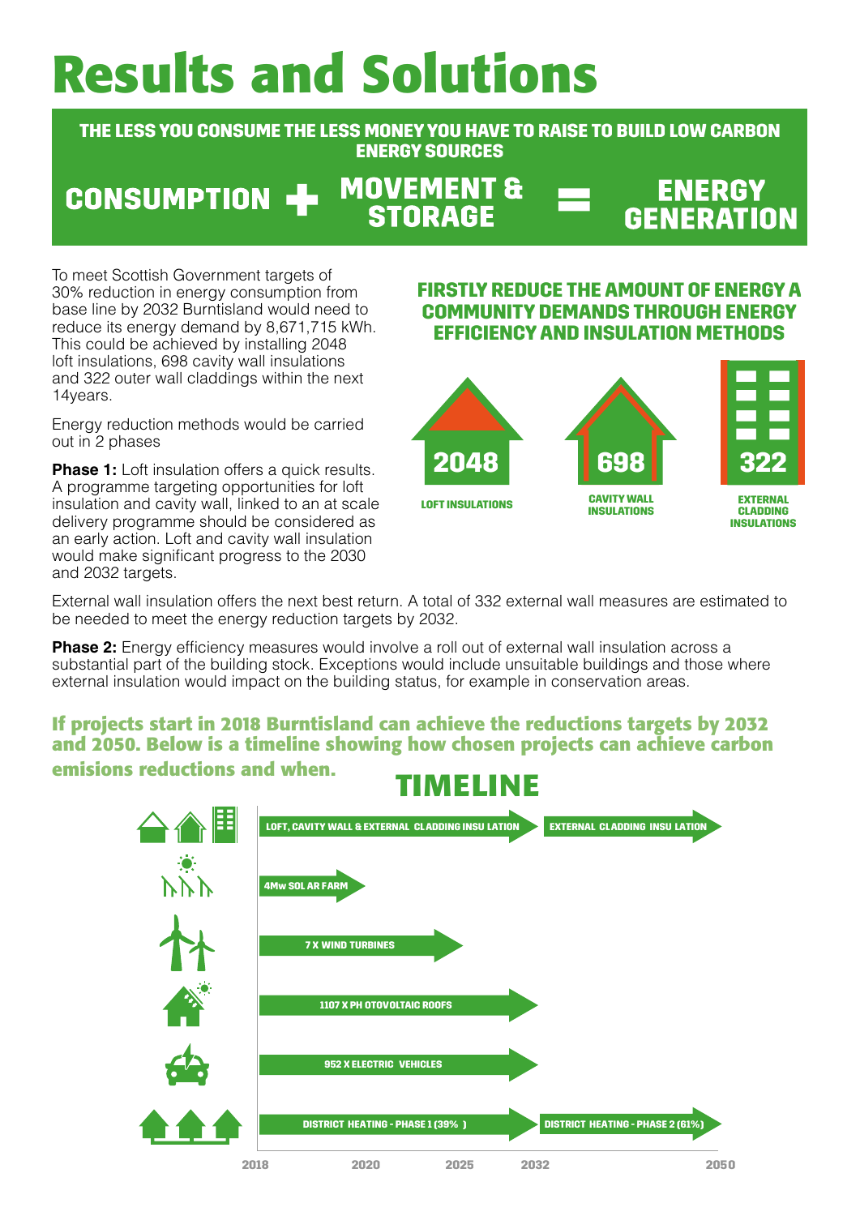# Results and Solutions

**THE LESS YOU CONSUME THE LESS MONEY YOU HAVE TO RAISE TO BUILD LOW CARBON ENERGY SOURCES**

**CONSUMPTION + MOVEMENT & STORAGE = ENERGY GENERATION**

To meet Scottish Government targets of 30% reduction in energy consumption from base line by 2032 Burntisland would need to reduce its energy demand by 8,671,715 kWh. This could be achieved by installing 2048 loft insulations, 698 cavity wall insulations and 322 outer wall claddings within the next 14years.

Energy reduction methods would be carried out in 2 phases

**Phase 1:** Loft insulation offers a quick results. A programme targeting opportunities for loft insulation and cavity wall, linked to an at scale delivery programme should be considered as an early action. Loft and cavity wall insulation would make significant progress to the 2030 and 2032 targets.

### FIRSTLY REDUCE THE AMOUNT OF ENERGY A COMMUNITY DEMANDS THROUGH ENERGY EFFICIENCY AND INSULATION METHODS

- **2048** LOFT INSULATIONS
- **698** CAVITY WALL INSULATIONS
- **322** EXTERNAL CLADDING INSULATIONS

External wall insulation offers the next best return. A total of 332 external wall measures are estimated to be needed to meet the energy reduction targets by 2032.

**Phase 2:** Energy efficiency measures would involve a roll out of external wall insulation across a substantial part of the building stock. Exceptions would include unsuitable buildings and those where external insulation would impact on the building status, for example in conservation areas.

### If projects start in 2018 Burntisland can achieve the reductions targets by 2032 and 2050. Below is a timeline showing how chosen projects can achieve carbon emisions reductions and when.

## TIMELINE

| Project | Period |
|---|---|
| LOFT, CAVITY WALL & EXTERNAL CLADDING INSU LATION | 2018 – 2032 |
| EXTERNAL CLADDING INSU LATION | 2032 – 2050 |
| 4Mw SOL AR FARM | 2018 – 2020 |
| 7 X WIND TURBINES | 2018 – 2025 |
| 1107 X PH OTOVOLTAIC ROOFS | 2018 – 2032 |
| 952 X ELECTRIC VEHICLES | 2018 – 2032 |
| DISTRICT HEATING - PHASE 1 (39% ) | 2018 – 2032 |
| DISTRICT HEATING - PHASE 2 (61%) | 2032 – 2050 |

2018 · 2020 · 2025 · 2032 · 2050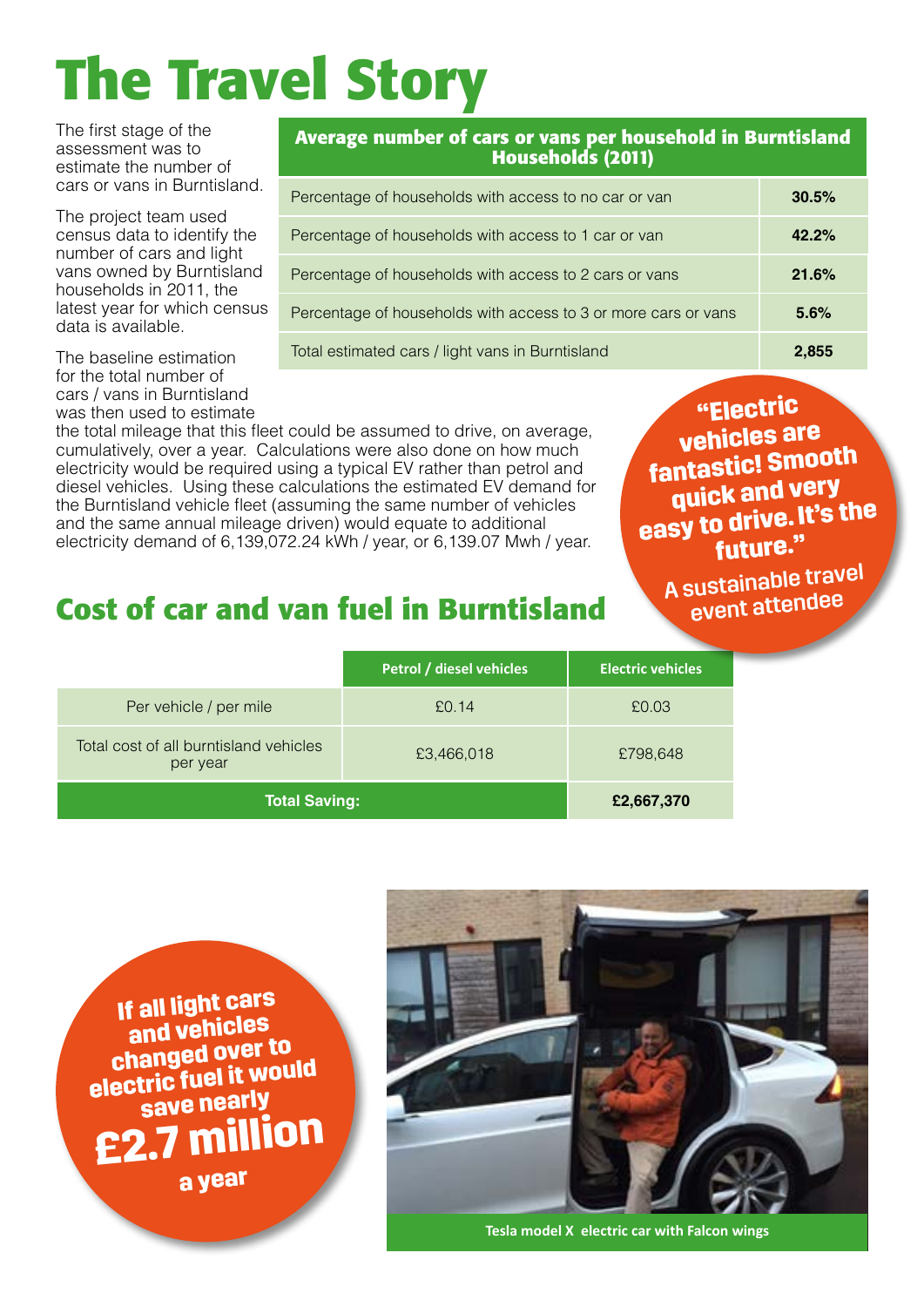# The Travel Story

The first stage of the assessment was to estimate the number of cars or vans in Burntisland.

The project team used census data to identify the number of cars and light vans owned by Burntisland households in 2011, the latest year for which census data is available.

| Average number of cars or vans per household in Burntisland Households (2011) | |
|---|---|
| Percentage of households with access to no car or van | **30.5%** |
| Percentage of households with access to 1 car or van | **42.2%** |
| Percentage of households with access to 2 cars or vans | **21.6%** |
| Percentage of households with access to 3 or more cars or vans | **5.6%** |
| Total estimated cars / light vans in Burntisland | **2,855** |

The baseline estimation for the total number of cars / vans in Burntisland was then used to estimate the total mileage that this fleet could be assumed to drive, on average, cumulatively, over a year. Calculations were also done on how much electricity would be required using a typical EV rather than petrol and diesel vehicles. Using these calculations the estimated EV demand for the Burntisland vehicle fleet (assuming the same number of vehicles and the same annual mileage driven) would equate to additional electricity demand of 6,139,072.24 kWh / year, or 6,139.07 Mwh / year.

**"Electric vehicles are fantastic! Smooth quick and very easy to drive. It's the future."**
A sustainable travel event attendee

## Cost of car and van fuel in Burntisland

| | Petrol / diesel vehicles | Electric vehicles |
|---|---|---|
| Per vehicle / per mile | £0.14 | £0.03 |
| Total cost of all burntisland vehicles per year | £3,466,018 | £798,648 |
| **Total Saving:** | | **£2,667,370** |

**If all light cars and vehicles changed over to electric fuel it would save nearly £2.7 million a year**

Tesla model X electric car with Falcon wings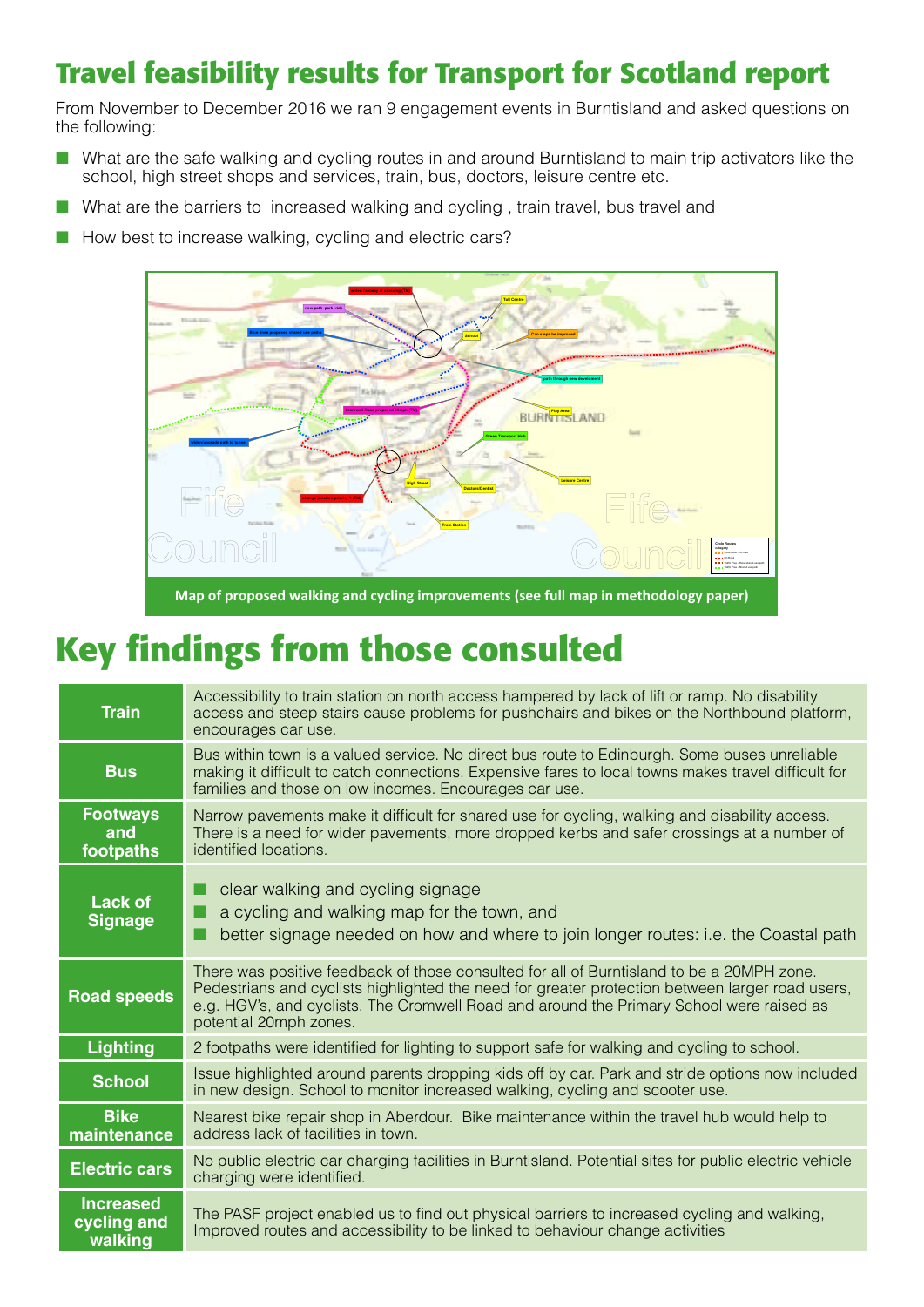# Travel feasibility results for Transport for Scotland report

From November to December 2016 we ran 9 engagement events in Burntisland and asked questions on the following:

- What are the safe walking and cycling routes in and around Burntisland to main trip activators like the school, high street shops and services, train, bus, doctors, leisure centre etc.
- What are the barriers to increased walking and cycling , train travel, bus travel and
- How best to increase walking, cycling and electric cars?

Map of proposed walking and cycling improvements (see full map in methodology paper)

# Key findings from those consulted

| | |
|---|---|
| **Train** | Accessibility to train station on north access hampered by lack of lift or ramp. No disability access and steep stairs cause problems for pushchairs and bikes on the Northbound platform, encourages car use. |
| **Bus** | Bus within town is a valued service. No direct bus route to Edinburgh. Some buses unreliable making it difficult to catch connections. Expensive fares to local towns makes travel difficult for families and those on low incomes. Encourages car use. |
| **Footways and footpaths** | Narrow pavements make it difficult for shared use for cycling, walking and disability access. There is a need for wider pavements, more dropped kerbs and safer crossings at a number of identified locations. |
| **Lack of Signage** | clear walking and cycling signage; a cycling and walking map for the town, and; better signage needed on how and where to join longer routes: i.e. the Coastal path |
| **Road speeds** | There was positive feedback of those consulted for all of Burntisland to be a 20MPH zone. Pedestrians and cyclists highlighted the need for greater protection between larger road users, e.g. HGV's, and cyclists. The Cromwell Road and around the Primary School were raised as potential 20mph zones. |
| **Lighting** | 2 footpaths were identified for lighting to support safe for walking and cycling to school. |
| **School** | Issue highlighted around parents dropping kids off by car. Park and stride options now included in new design. School to monitor increased walking, cycling and scooter use. |
| **Bike maintenance** | Nearest bike repair shop in Aberdour. Bike maintenance within the travel hub would help to address lack of facilities in town. |
| **Electric cars** | No public electric car charging facilities in Burntisland. Potential sites for public electric vehicle charging were identified. |
| **Increased cycling and walking** | The PASF project enabled us to find out physical barriers to increased cycling and walking, Improved routes and accessibility to be linked to behaviour change activities |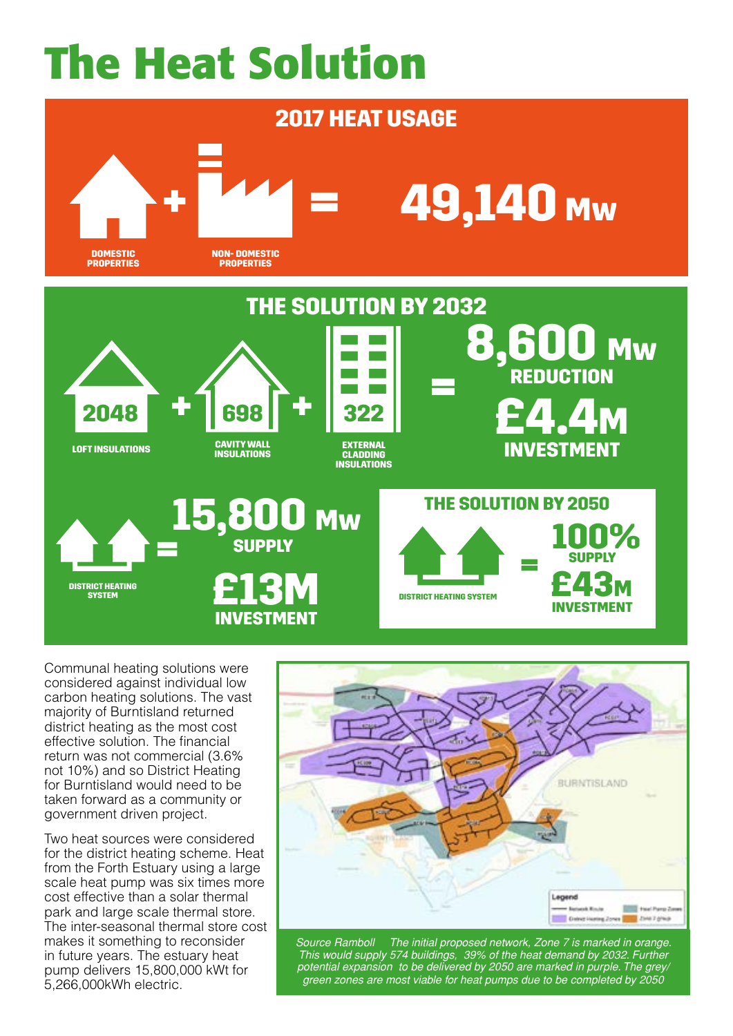# The Heat Solution

## 2017 HEAT USAGE

DOMESTIC PROPERTIES + NON- DOMESTIC PROPERTIES = **49,140 MW**

## THE SOLUTION BY 2032

**2048** LOFT INSULATIONS + **698** CAVITY WALL INSULATIONS + **322** EXTERNAL CLADDING INSULATIONS = **8,600 MW REDUCTION** **£4.4M INVESTMENT**

DISTRICT HEATING SYSTEM = **15,800 MW SUPPLY** **£13M INVESTMENT**

## THE SOLUTION BY 2050

DISTRICT HEATING SYSTEM = **100% SUPPLY** **£43M INVESTMENT**

Communal heating solutions were considered against individual low carbon heating solutions. The vast majority of Burntisland returned district heating as the most cost effective solution. The financial return was not commercial (3.6% not 10%) and so District Heating for Burntisland would need to be taken forward as a community or government driven project.

Two heat sources were considered for the district heating scheme. Heat from the Forth Estuary using a large scale heat pump was six times more cost effective than a solar thermal park and large scale thermal store. The inter-seasonal thermal store cost makes it something to reconsider in future years. The estuary heat pump delivers 15,800,000 kWt for 5,266,000kWh electric.

*Source Ramboll The initial proposed network, Zone 7 is marked in orange. This would supply 574 buildings, 39% of the heat demand by 2032. Further potential expansion to be delivered by 2050 are marked in purple. The grey/ green zones are most viable for heat pumps due to be completed by 2050*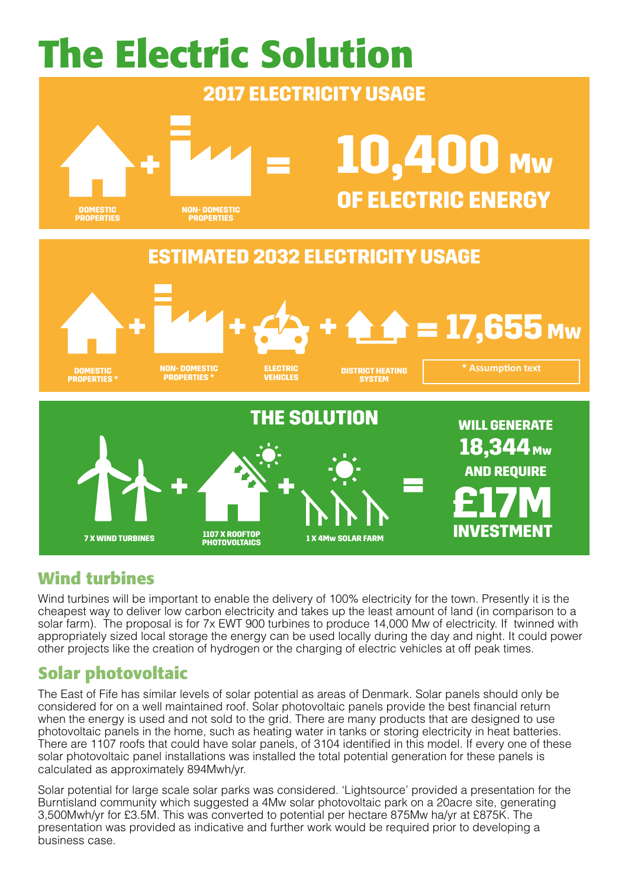# The Electric Solution

## 2017 ELECTRICITY USAGE

DOMESTIC PROPERTIES + NON- DOMESTIC PROPERTIES = **10,400 Mw OF ELECTRIC ENERGY**

## ESTIMATED 2032 ELECTRICITY USAGE

DOMESTIC PROPERTIES * + NON- DOMESTIC PROPERTIES * + ELECTRIC VEHICLES + DISTRICT HEATING SYSTEM = **17,655 Mw**

\* Assumption text

## THE SOLUTION

7 X WIND TURBINES + 1107 X ROOFTOP PHOTOVOLTAICS + 1 X 4Mw SOLAR FARM =

**WILL GENERATE 18,344 Mw AND REQUIRE £17M INVESTMENT**

## Wind turbines

Wind turbines will be important to enable the delivery of 100% electricity for the town. Presently it is the cheapest way to deliver low carbon electricity and takes up the least amount of land (in comparison to a solar farm). The proposal is for 7x EWT 900 turbines to produce 14,000 Mw of electricity. If twinned with appropriately sized local storage the energy can be used locally during the day and night. It could power other projects like the creation of hydrogen or the charging of electric vehicles at off peak times.

## Solar photovoltaic

The East of Fife has similar levels of solar potential as areas of Denmark. Solar panels should only be considered for on a well maintained roof. Solar photovoltaic panels provide the best financial return when the energy is used and not sold to the grid. There are many products that are designed to use photovoltaic panels in the home, such as heating water in tanks or storing electricity in heat batteries. There are 1107 roofs that could have solar panels, of 3104 identified in this model. If every one of these solar photovoltaic panel installations was installed the total potential generation for these panels is calculated as approximately 894Mwh/yr.

Solar potential for large scale solar parks was considered. 'Lightsource' provided a presentation for the Burntisland community which suggested a 4Mw solar photovoltaic park on a 20acre site, generating 3,500Mwh/yr for £3.5M. This was converted to potential per hectare 875Mw ha/yr at £875K. The presentation was provided as indicative and further work would be required prior to developing a business case.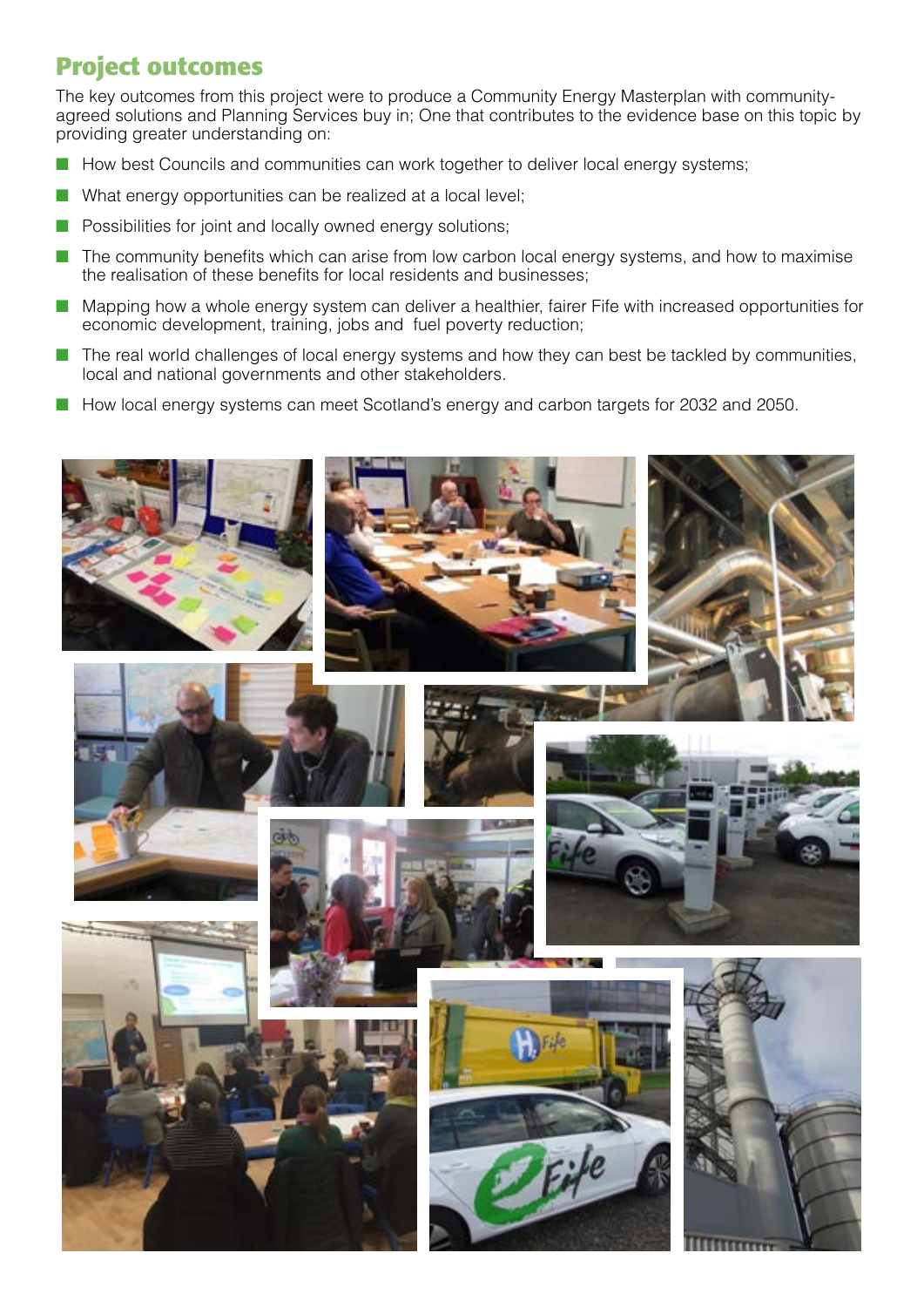## Project outcomes

The key outcomes from this project were to produce a Community Energy Masterplan with community-agreed solutions and Planning Services buy in; One that contributes to the evidence base on this topic by providing greater understanding on:

- How best Councils and communities can work together to deliver local energy systems;
- What energy opportunities can be realized at a local level;
- Possibilities for joint and locally owned energy solutions;
- The community benefits which can arise from low carbon local energy systems, and how to maximise the realisation of these benefits for local residents and businesses;
- Mapping how a whole energy system can deliver a healthier, fairer Fife with increased opportunities for economic development, training, jobs and fuel poverty reduction;
- The real world challenges of local energy systems and how they can best be tackled by communities, local and national governments and other stakeholders.
- How local energy systems can meet Scotland's energy and carbon targets for 2032 and 2050.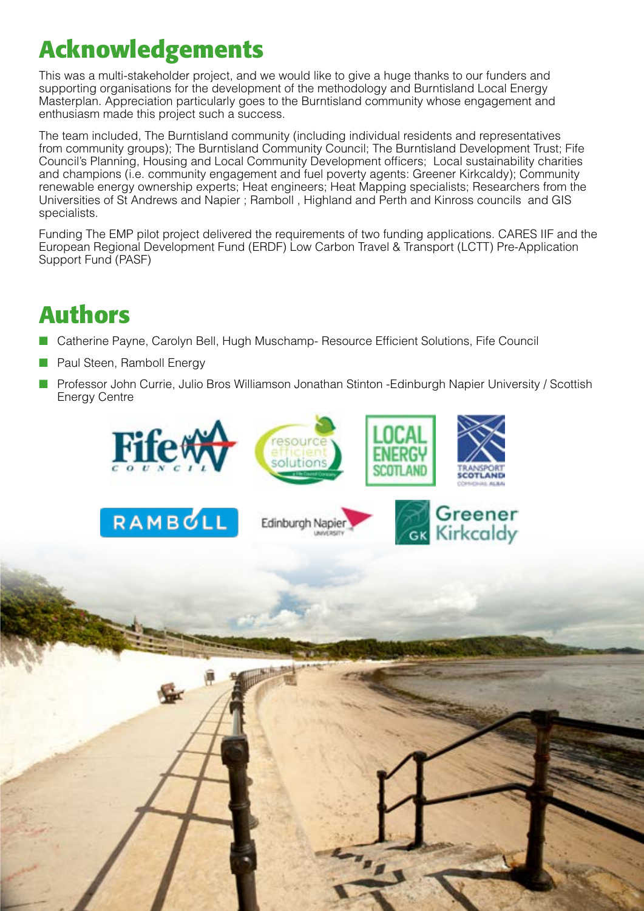# Acknowledgements

This was a multi-stakeholder project, and we would like to give a huge thanks to our funders and supporting organisations for the development of the methodology and Burntisland Local Energy Masterplan. Appreciation particularly goes to the Burntisland community whose engagement and enthusiasm made this project such a success.

The team included, The Burntisland community (including individual residents and representatives from community groups); The Burntisland Community Council; The Burntisland Development Trust; Fife Council's Planning, Housing and Local Community Development officers; Local sustainability charities and champions (i.e. community engagement and fuel poverty agents: Greener Kirkcaldy); Community renewable energy ownership experts; Heat engineers; Heat Mapping specialists; Researchers from the Universities of St Andrews and Napier ; Ramboll , Highland and Perth and Kinross councils and GIS specialists.

Funding The EMP pilot project delivered the requirements of two funding applications. CARES IIF and the European Regional Development Fund (ERDF) Low Carbon Travel & Transport (LCTT) Pre-Application Support Fund (PASF)

# Authors

- Catherine Payne, Carolyn Bell, Hugh Muschamp- Resource Efficient Solutions, Fife Council
- Paul Steen, Ramboll Energy
- Professor John Currie, Julio Bros Williamson Jonathan Stinton -Edinburgh Napier University / Scottish Energy Centre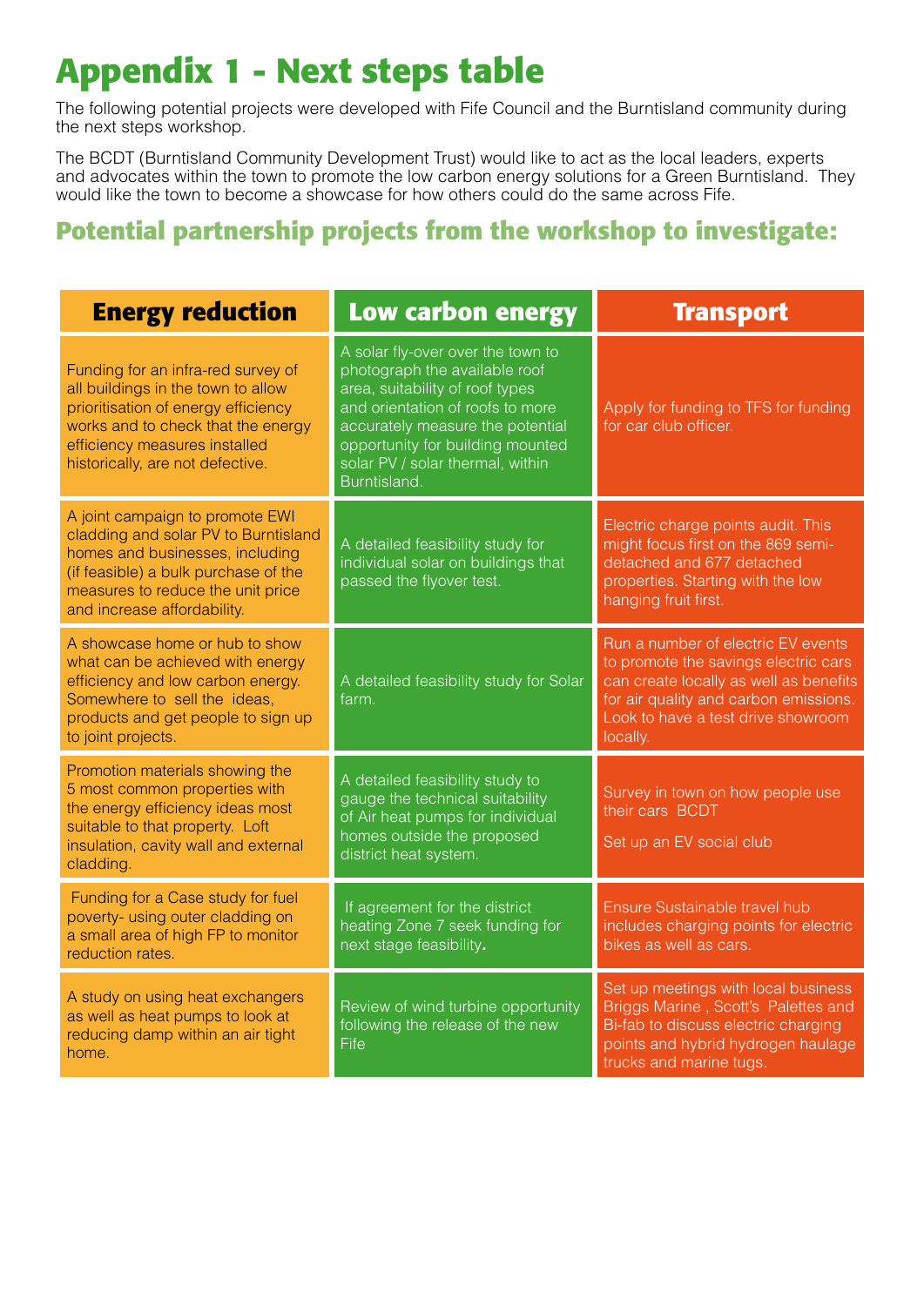# Appendix 1 - Next steps table

The following potential projects were developed with Fife Council and the Burntisland community during the next steps workshop.

The BCDT (Burntisland Community Development Trust) would like to act as the local leaders, experts and advocates within the town to promote the low carbon energy solutions for a Green Burntisland. They would like the town to become a showcase for how others could do the same across Fife.

## Potential partnership projects from the workshop to investigate:

| Energy reduction | Low carbon energy | Transport |
|---|---|---|
| Funding for an infra-red survey of all buildings in the town to allow prioritisation of energy efficiency works and to check that the energy efficiency measures installed historically, are not defective. | A solar fly-over over the town to photograph the available roof area, suitability of roof types and orientation of roofs to more accurately measure the potential opportunity for building mounted solar PV / solar thermal, within Burntisland. | Apply for funding to TFS for funding for car club officer. |
| A joint campaign to promote EWI cladding and solar PV to Burntisland homes and businesses, including (if feasible) a bulk purchase of the measures to reduce the unit price and increase affordability. | A detailed feasibility study for individual solar on buildings that passed the flyover test. | Electric charge points audit. This might focus first on the 869 semi-detached and 677 detached properties. Starting with the low hanging fruit first. |
| A showcase home or hub to show what can be achieved with energy efficiency and low carbon energy. Somewhere to sell the ideas, products and get people to sign up to joint projects. | A detailed feasibility study for Solar farm. | Run a number of electric EV events to promote the savings electric cars can create locally as well as benefits for air quality and carbon emissions. Look to have a test drive showroom locally. |
| Promotion materials showing the 5 most common properties with the energy efficiency ideas most suitable to that property. Loft insulation, cavity wall and external cladding. | A detailed feasibility study to gauge the technical suitability of Air heat pumps for individual homes outside the proposed district heat system. | Survey in town on how people use their cars BCDT<br><br>Set up an EV social club |
| Funding for a Case study for fuel poverty- using outer cladding on a small area of high FP to monitor reduction rates. | If agreement for the district heating Zone 7 seek funding for next stage feasibility. | Ensure Sustainable travel hub includes charging points for electric bikes as well as cars. |
| A study on using heat exchangers as well as heat pumps to look at reducing damp within an air tight home. | Review of wind turbine opportunity following the release of the new Fife | Set up meetings with local business Briggs Marine , Scott's Palettes and Bi-fab to discuss electric charging points and hybrid hydrogen haulage trucks and marine tugs. |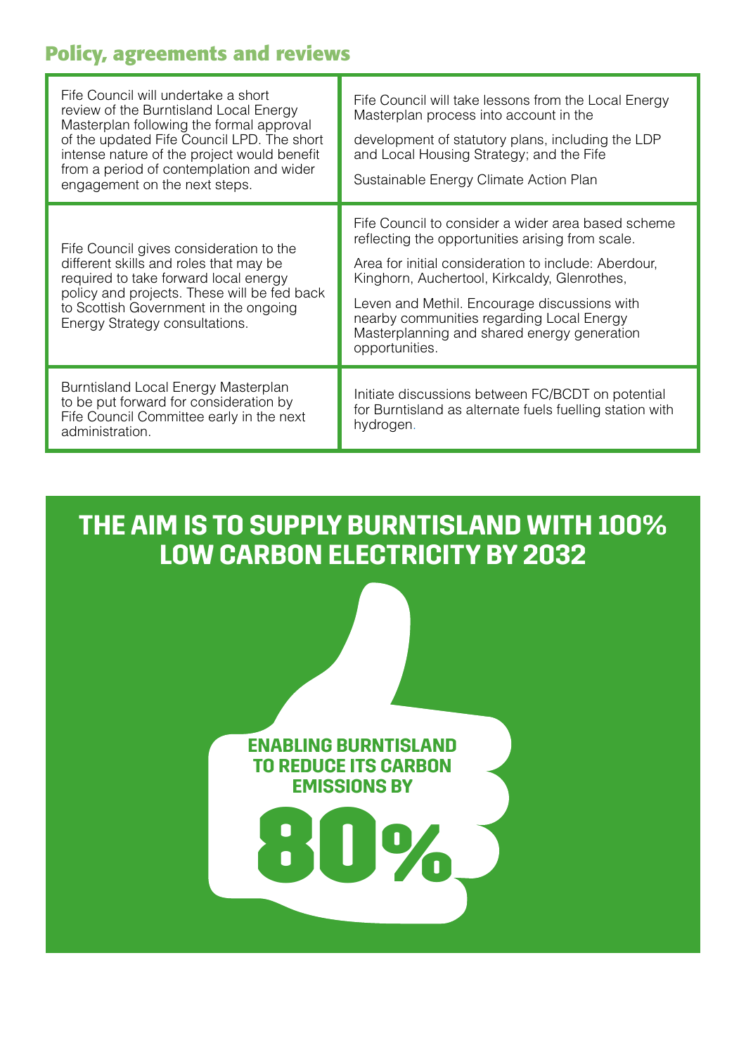## Policy, agreements and reviews

| | |
|---|---|
| Fife Council will undertake a short review of the Burntisland Local Energy Masterplan following the formal approval of the updated Fife Council LPD. The short intense nature of the project would benefit from a period of contemplation and wider engagement on the next steps. | Fife Council will take lessons from the Local Energy Masterplan process into account in the development of statutory plans, including the LDP and Local Housing Strategy; and the Fife Sustainable Energy Climate Action Plan |
| Fife Council gives consideration to the different skills and roles that may be required to take forward local energy policy and projects. These will be fed back to Scottish Government in the ongoing Energy Strategy consultations. | Fife Council to consider a wider area based scheme reflecting the opportunities arising from scale. Area for initial consideration to include: Aberdour, Kinghorn, Auchertool, Kirkcaldy, Glenrothes, Leven and Methil. Encourage discussions with nearby communities regarding Local Energy Masterplanning and shared energy generation opportunities. |
| Burntisland Local Energy Masterplan to be put forward for consideration by Fife Council Committee early in the next administration. | Initiate discussions between FC/BCDT on potential for Burntisland as alternate fuels fuelling station with hydrogen. |

## THE AIM IS TO SUPPLY BURNTISLAND WITH 100% LOW CARBON ELECTRICITY BY 2032

**ENABLING BURNTISLAND TO REDUCE ITS CARBON EMISSIONS BY**

**80%**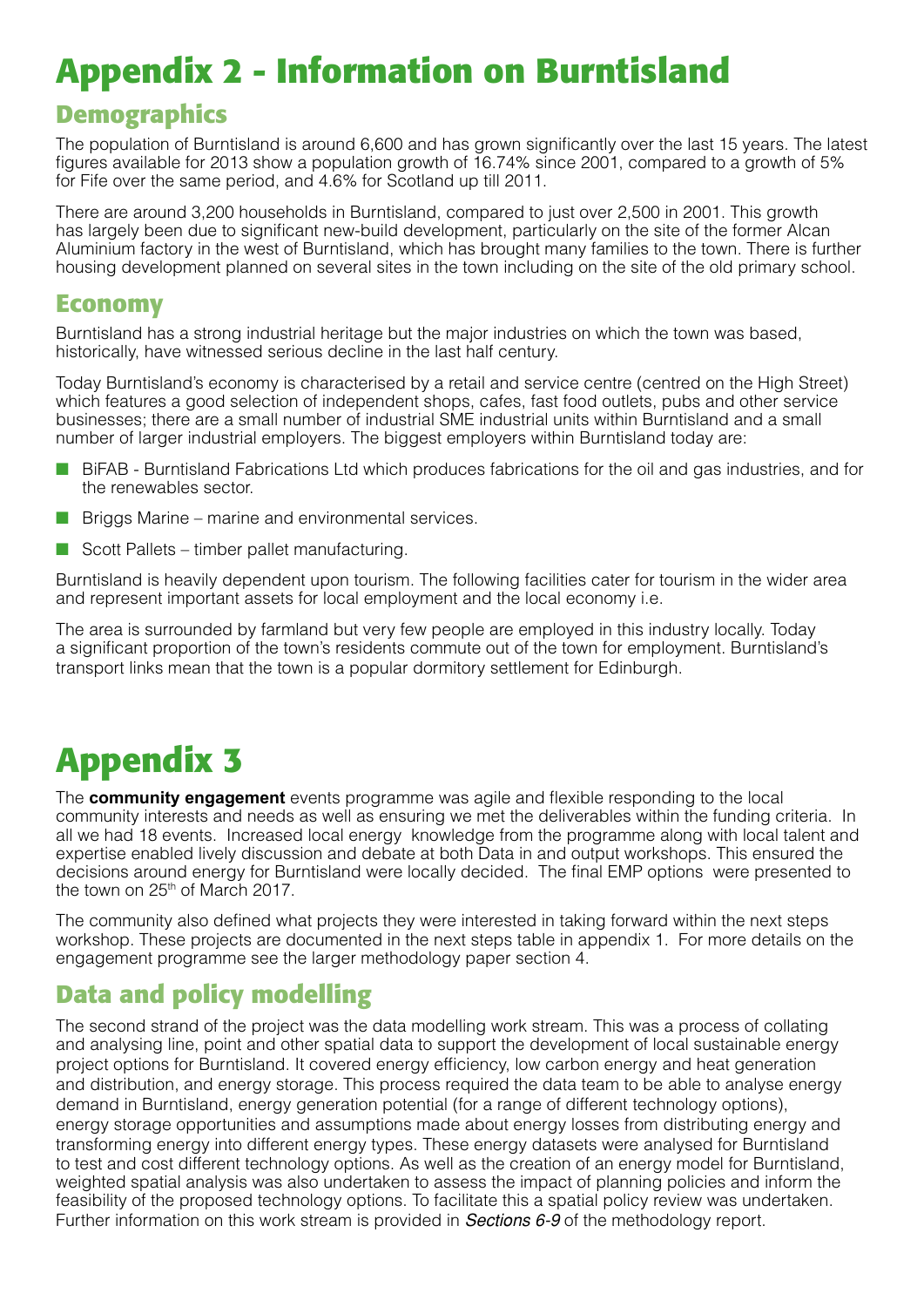# Appendix 2 - Information on Burntisland

## Demographics

The population of Burntisland is around 6,600 and has grown significantly over the last 15 years. The latest figures available for 2013 show a population growth of 16.74% since 2001, compared to a growth of 5% for Fife over the same period, and 4.6% for Scotland up till 2011.

There are around 3,200 households in Burntisland, compared to just over 2,500 in 2001. This growth has largely been due to significant new-build development, particularly on the site of the former Alcan Aluminium factory in the west of Burntisland, which has brought many families to the town. There is further housing development planned on several sites in the town including on the site of the old primary school.

## Economy

Burntisland has a strong industrial heritage but the major industries on which the town was based, historically, have witnessed serious decline in the last half century.

Today Burntisland's economy is characterised by a retail and service centre (centred on the High Street) which features a good selection of independent shops, cafes, fast food outlets, pubs and other service businesses; there are a small number of industrial SME industrial units within Burntisland and a small number of larger industrial employers. The biggest employers within Burntisland today are:

- BiFAB - Burntisland Fabrications Ltd which produces fabrications for the oil and gas industries, and for the renewables sector.
- Briggs Marine – marine and environmental services.
- Scott Pallets – timber pallet manufacturing.

Burntisland is heavily dependent upon tourism. The following facilities cater for tourism in the wider area and represent important assets for local employment and the local economy i.e.

The area is surrounded by farmland but very few people are employed in this industry locally. Today a significant proportion of the town's residents commute out of the town for employment. Burntisland's transport links mean that the town is a popular dormitory settlement for Edinburgh.

# Appendix 3

The **community engagement** events programme was agile and flexible responding to the local community interests and needs as well as ensuring we met the deliverables within the funding criteria. In all we had 18 events. Increased local energy knowledge from the programme along with local talent and expertise enabled lively discussion and debate at both Data in and output workshops. This ensured the decisions around energy for Burntisland were locally decided. The final EMP options were presented to the town on 25th of March 2017.

The community also defined what projects they were interested in taking forward within the next steps workshop. These projects are documented in the next steps table in appendix 1. For more details on the engagement programme see the larger methodology paper section 4.

## Data and policy modelling

The second strand of the project was the data modelling work stream. This was a process of collating and analysing line, point and other spatial data to support the development of local sustainable energy project options for Burntisland. It covered energy efficiency, low carbon energy and heat generation and distribution, and energy storage. This process required the data team to be able to analyse energy demand in Burntisland, energy generation potential (for a range of different technology options), energy storage opportunities and assumptions made about energy losses from distributing energy and transforming energy into different energy types. These energy datasets were analysed for Burntisland to test and cost different technology options. As well as the creation of an energy model for Burntisland, weighted spatial analysis was also undertaken to assess the impact of planning policies and inform the feasibility of the proposed technology options. To facilitate this a spatial policy review was undertaken. Further information on this work stream is provided in *Sections 6-9* of the methodology report.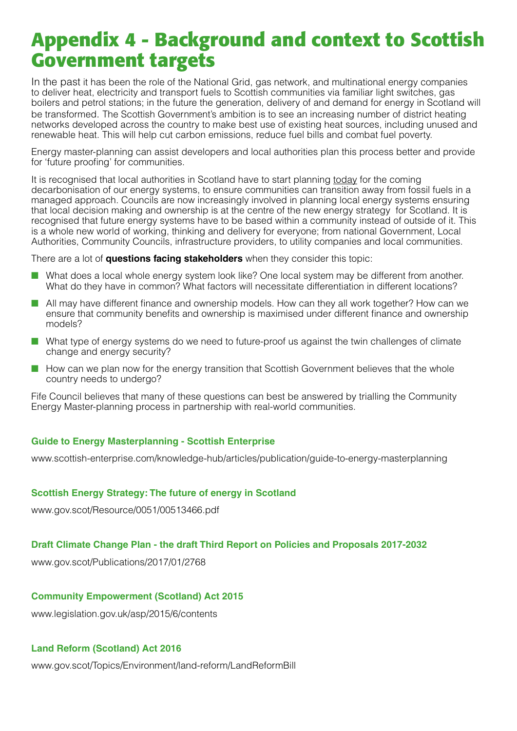# Appendix 4 - Background and context to Scottish Government targets

In the past it has been the role of the National Grid, gas network, and multinational energy companies to deliver heat, electricity and transport fuels to Scottish communities via familiar light switches, gas boilers and petrol stations; in the future the generation, delivery of and demand for energy in Scotland will be transformed. The Scottish Government's ambition is to see an increasing number of district heating networks developed across the country to make best use of existing heat sources, including unused and renewable heat. This will help cut carbon emissions, reduce fuel bills and combat fuel poverty.

Energy master-planning can assist developers and local authorities plan this process better and provide for 'future proofing' for communities.

It is recognised that local authorities in Scotland have to start planning today for the coming decarbonisation of our energy systems, to ensure communities can transition away from fossil fuels in a managed approach. Councils are now increasingly involved in planning local energy systems ensuring that local decision making and ownership is at the centre of the new energy strategy for Scotland. It is recognised that future energy systems have to be based within a community instead of outside of it. This is a whole new world of working, thinking and delivery for everyone; from national Government, Local Authorities, Community Councils, infrastructure providers, to utility companies and local communities.

There are a lot of **questions facing stakeholders** when they consider this topic:

- What does a local whole energy system look like? One local system may be different from another. What do they have in common? What factors will necessitate differentiation in different locations?
- All may have different finance and ownership models. How can they all work together? How can we ensure that community benefits and ownership is maximised under different finance and ownership models?
- What type of energy systems do we need to future-proof us against the twin challenges of climate change and energy security?
- How can we plan now for the energy transition that Scottish Government believes that the whole country needs to undergo?

Fife Council believes that many of these questions can best be answered by trialling the Community Energy Master-planning process in partnership with real-world communities.

**Guide to Energy Masterplanning - Scottish Enterprise**

www.scottish-enterprise.com/knowledge-hub/articles/publication/guide-to-energy-masterplanning

**Scottish Energy Strategy: The future of energy in Scotland**

www.gov.scot/Resource/0051/00513466.pdf

**Draft Climate Change Plan - the draft Third Report on Policies and Proposals 2017-2032**

www.gov.scot/Publications/2017/01/2768

**Community Empowerment (Scotland) Act 2015**

www.legislation.gov.uk/asp/2015/6/contents

**Land Reform (Scotland) Act 2016**

www.gov.scot/Topics/Environment/land-reform/LandReformBill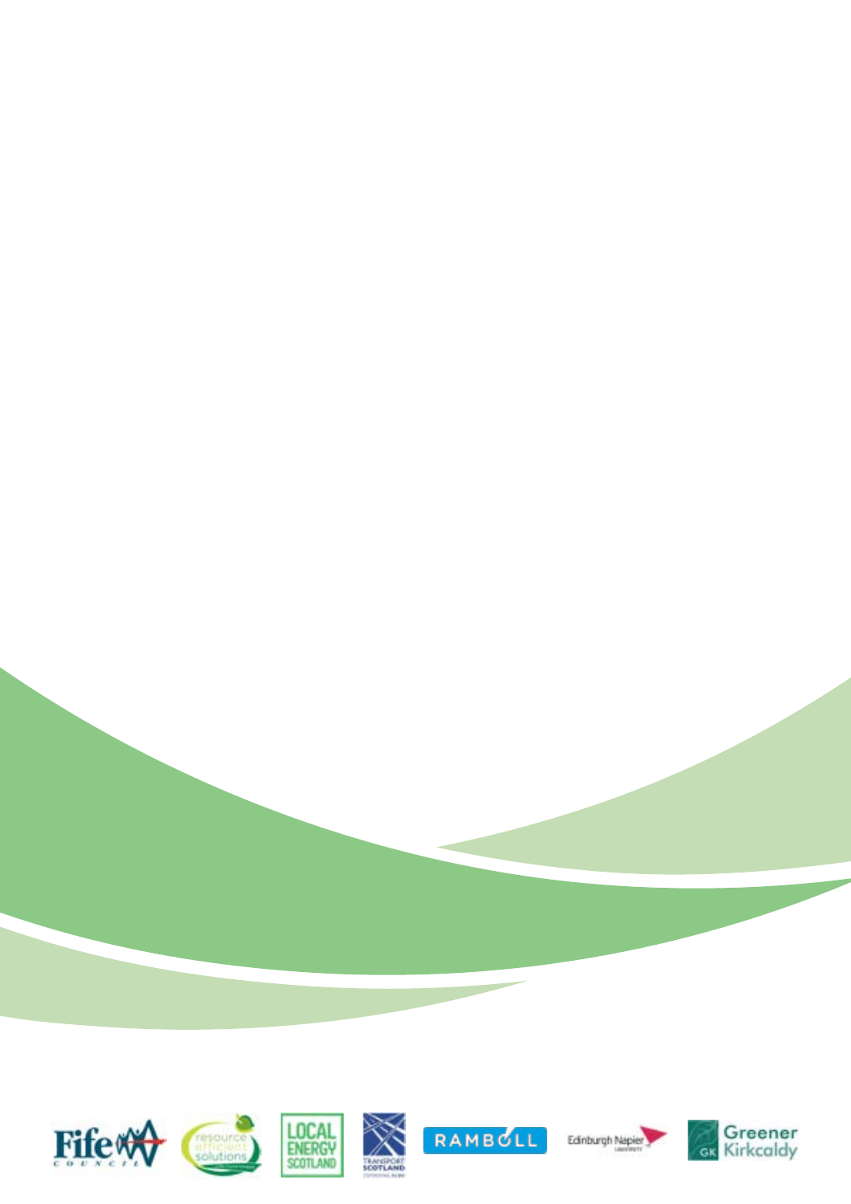Fife Council

resource efficient solutions

LOCAL ENERGY SCOTLAND

TRANSPORT SCOTLAND

RAMBOLL

Edinburgh Napier UNIVERSITY

GK Greener Kirkcaldy